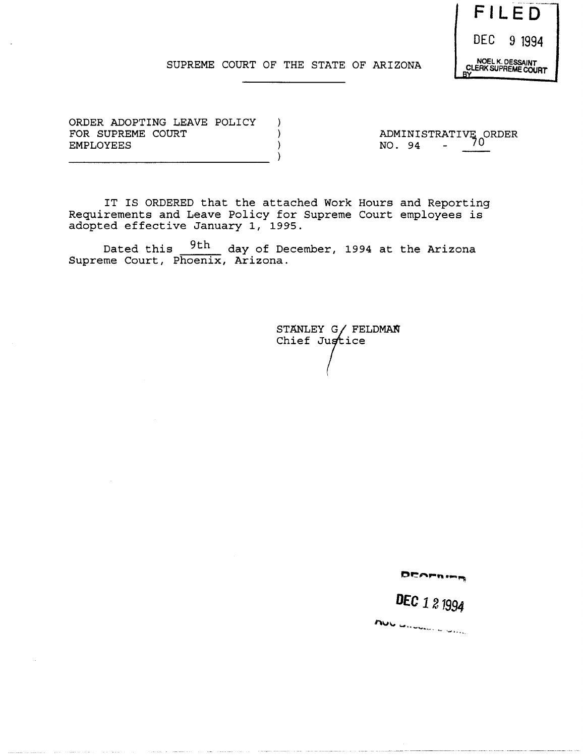FILED

DEC 9 1994

NOEL K. DESSAINT
CLERK SUPREME COURT
BY

SUPREME COURT OF THE STATE OF ARIZONA

| ORDER ADOPTING LEAVE POLICY FOR SUPREME COURT EMPLOYEES | ADMINISTRATIVE ORDER NO. 94 - 70 |
|---|---|

IT IS ORDERED that the attached Work Hours and Reporting Requirements and Leave Policy for Supreme Court employees is adopted effective January 1, 1995.

Dated this 9th day of December, 1994 at the Arizona Supreme Court, Phoenix, Arizona.

STANLEY G. FELDMAN
Chief Justice

RECEIVED

DEC 12 1994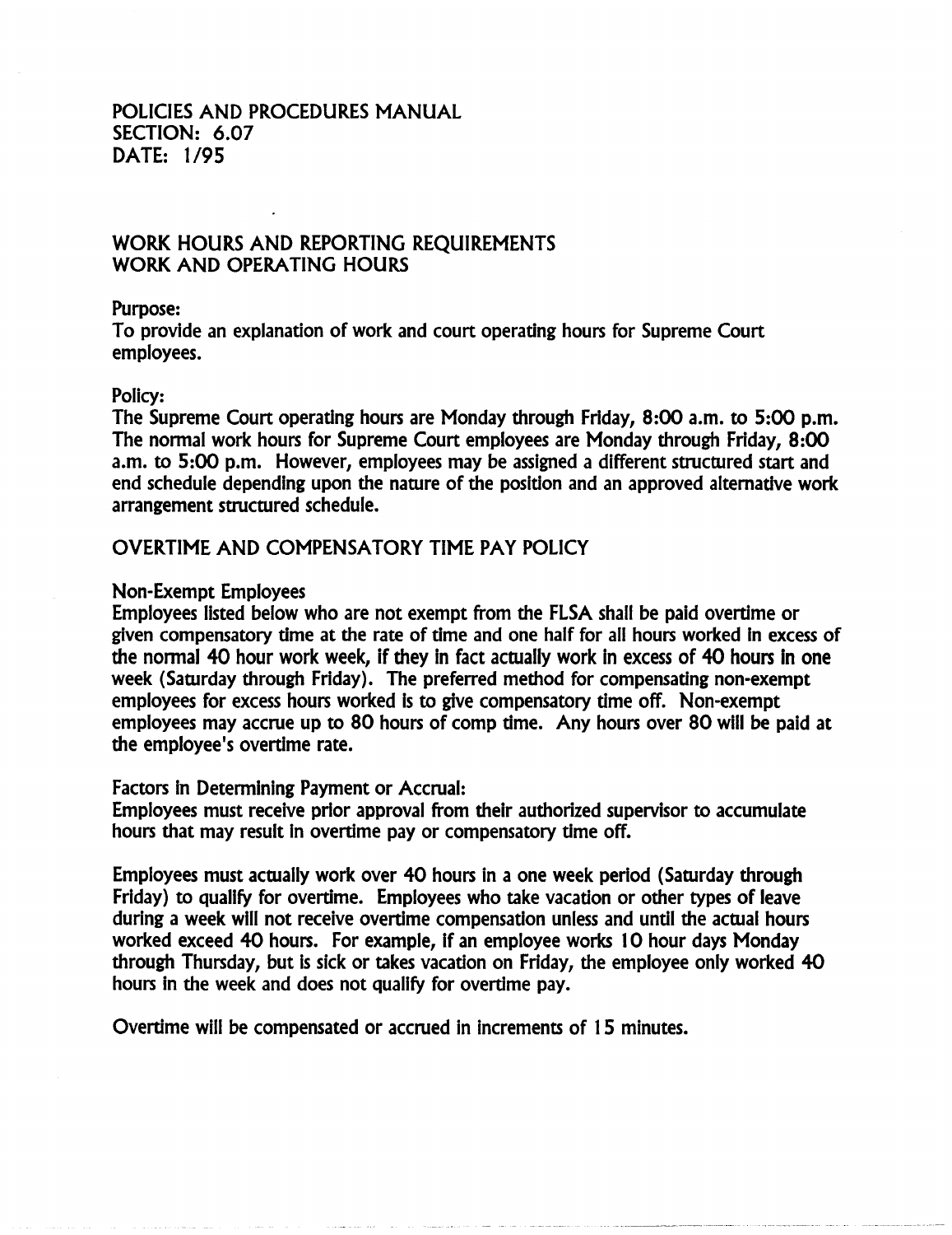POLICIES AND PROCEDURES MANUAL
SECTION: 6.07
DATE: 1/95

## WORK HOURS AND REPORTING REQUIREMENTS
## WORK AND OPERATING HOURS

Purpose:
To provide an explanation of work and court operating hours for Supreme Court employees.

Policy:
The Supreme Court operating hours are Monday through Friday, 8:00 a.m. to 5:00 p.m. The normal work hours for Supreme Court employees are Monday through Friday, 8:00 a.m. to 5:00 p.m. However, employees may be assigned a different structured start and end schedule depending upon the nature of the position and an approved alternative work arrangement structured schedule.

## OVERTIME AND COMPENSATORY TIME PAY POLICY

Non-Exempt Employees
Employees listed below who are not exempt from the FLSA shall be paid overtime or given compensatory time at the rate of time and one half for all hours worked in excess of the normal 40 hour work week, if they in fact actually work in excess of 40 hours in one week (Saturday through Friday). The preferred method for compensating non-exempt employees for excess hours worked is to give compensatory time off. Non-exempt employees may accrue up to 80 hours of comp time. Any hours over 80 will be paid at the employee's overtime rate.

Factors in Determining Payment or Accrual:
Employees must receive prior approval from their authorized supervisor to accumulate hours that may result in overtime pay or compensatory time off.

Employees must actually work over 40 hours in a one week period (Saturday through Friday) to qualify for overtime. Employees who take vacation or other types of leave during a week will not receive overtime compensation unless and until the actual hours worked exceed 40 hours. For example, if an employee works 10 hour days Monday through Thursday, but is sick or takes vacation on Friday, the employee only worked 40 hours in the week and does not qualify for overtime pay.

Overtime will be compensated or accrued in increments of 15 minutes.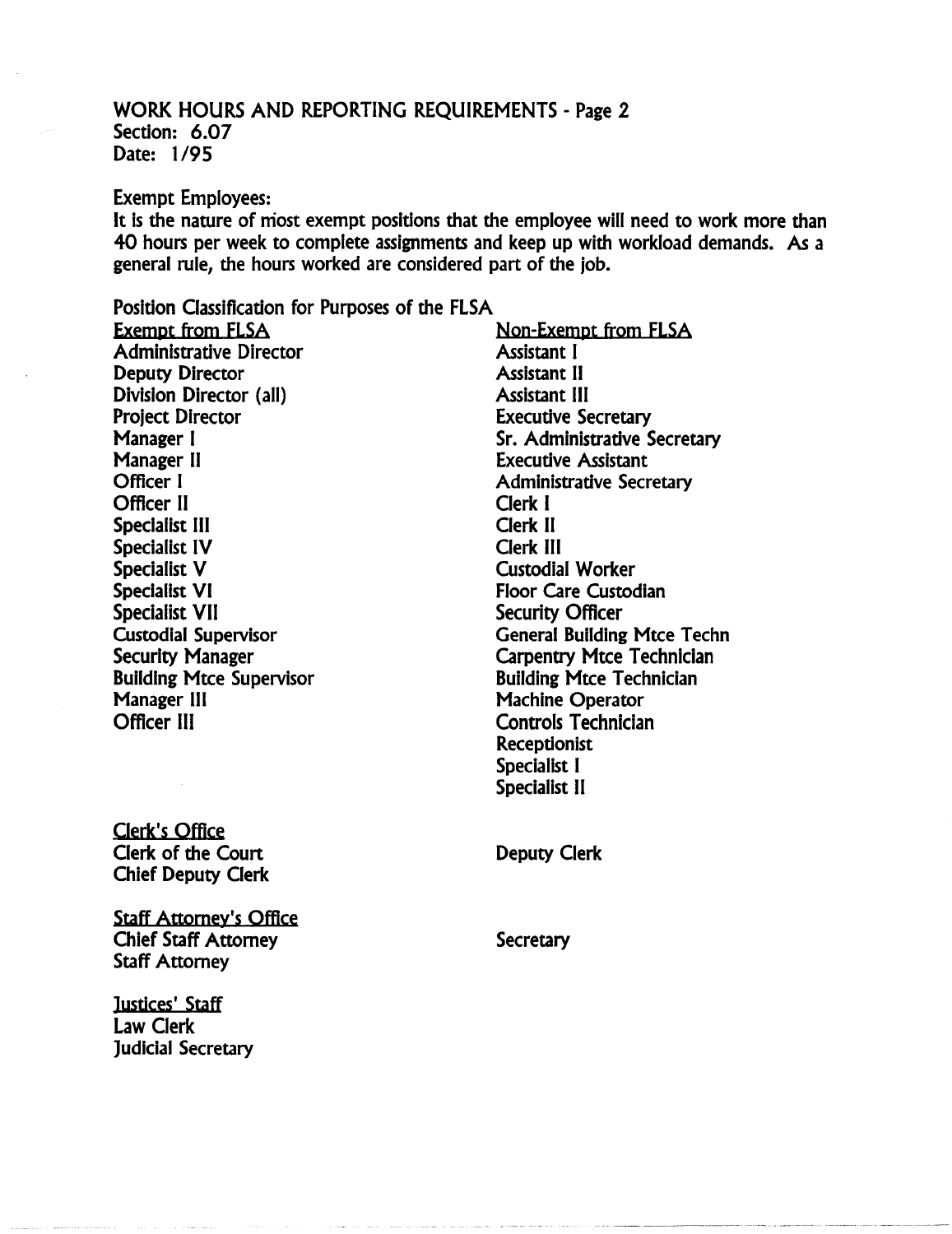WORK HOURS AND REPORTING REQUIREMENTS - Page 2
Section: 6.07
Date: 1/95

Exempt Employees:
It is the nature of most exempt positions that the employee will need to work more than 40 hours per week to complete assignments and keep up with workload demands. As a general rule, the hours worked are considered part of the job.

Position Classification for Purposes of the FLSA

| Exempt from FLSA | Non-Exempt from FLSA |
|---|---|
| Administrative Director | Assistant I |
| Deputy Director | Assistant II |
| Division Director (all) | Assistant III |
| Project Director | Executive Secretary |
| Manager I | Sr. Administrative Secretary |
| Manager II | Executive Assistant |
| Officer I | Administrative Secretary |
| Officer II | Clerk I |
| Specialist III | Clerk II |
| Specialist IV | Clerk III |
| Specialist V | Custodial Worker |
| Specialist VI | Floor Care Custodian |
| Specialist VII | Security Officer |
| Custodial Supervisor | General Building Mtce Techn |
| Security Manager | Carpentry Mtce Technician |
| Building Mtce Supervisor | Building Mtce Technician |
| Manager III | Machine Operator |
| Officer III | Controls Technician |
| | Receptionist |
| | Specialist I |
| | Specialist II |
| **Clerk's Office** | |
| Clerk of the Court | Deputy Clerk |
| Chief Deputy Clerk | |
| **Staff Attorney's Office** | |
| Chief Staff Attorney | Secretary |
| Staff Attorney | |
| **Justices' Staff** | |
| Law Clerk | |
| Judicial Secretary | |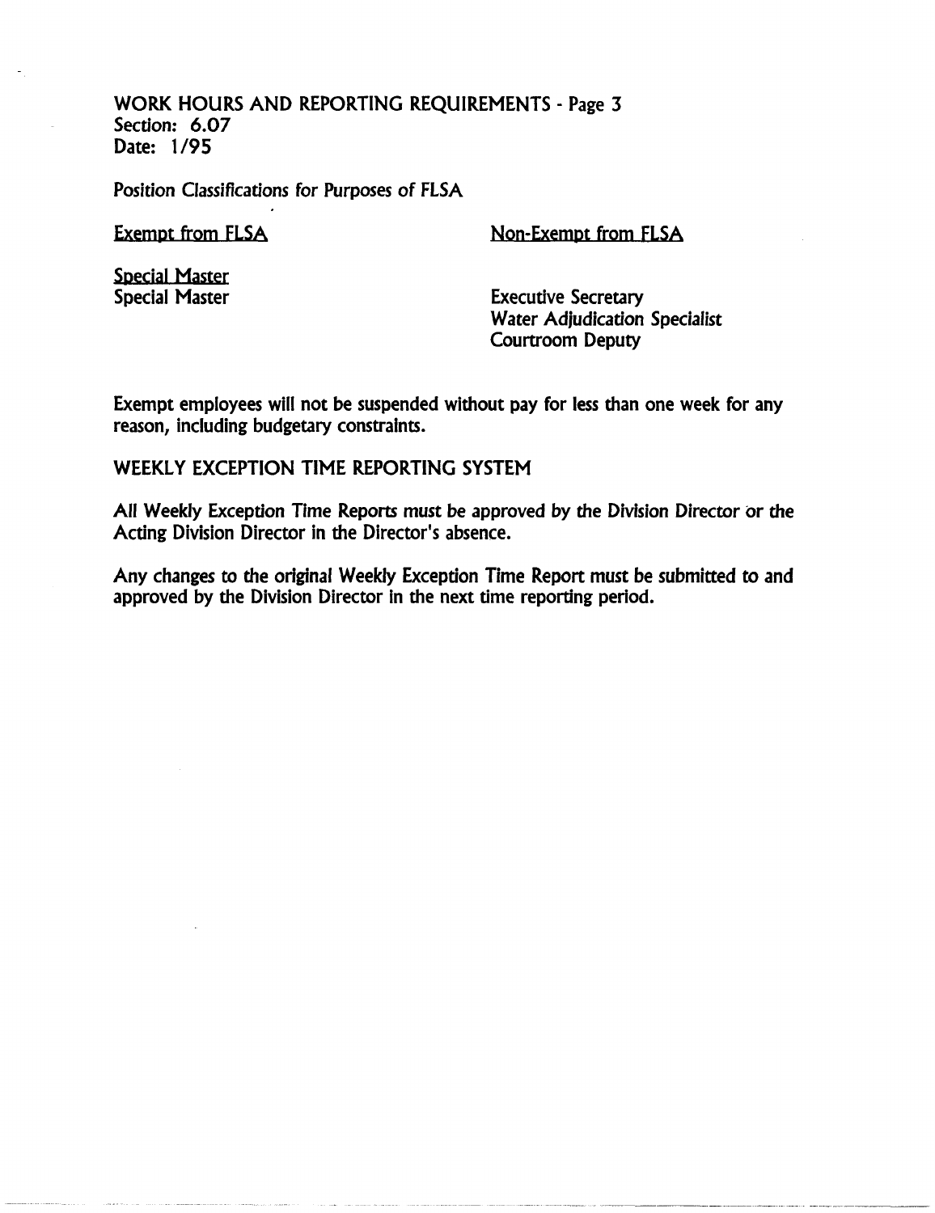WORK HOURS AND REPORTING REQUIREMENTS - Page 3
Section: 6.07
Date: 1/95

Position Classifications for Purposes of FLSA

| Exempt from FLSA | Non-Exempt from FLSA |
| --- | --- |
| Special Master | |
| Special Master | Executive Secretary |
| | Water Adjudication Specialist |
| | Courtroom Deputy |

Exempt employees will not be suspended without pay for less than one week for any reason, including budgetary constraints.

WEEKLY EXCEPTION TIME REPORTING SYSTEM

All Weekly Exception Time Reports must be approved by the Division Director or the Acting Division Director in the Director's absence.

Any changes to the original Weekly Exception Time Report must be submitted to and approved by the Division Director in the next time reporting period.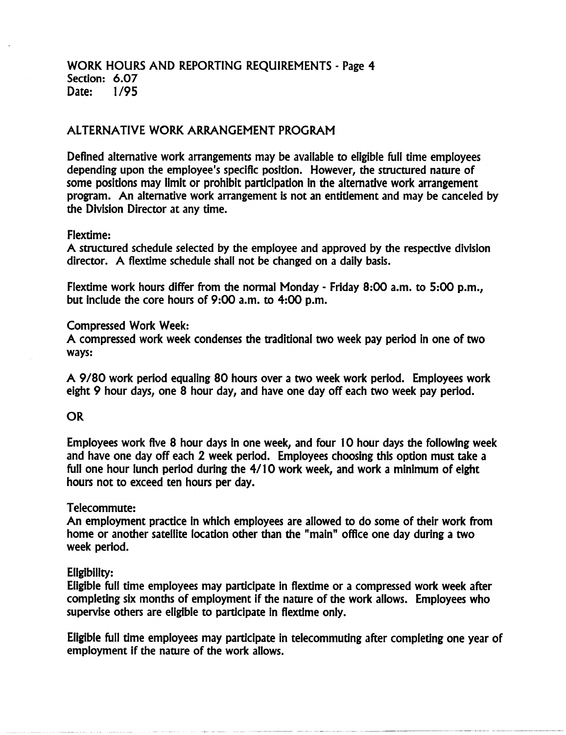WORK HOURS AND REPORTING REQUIREMENTS - Page 4
Section: 6.07
Date: 1/95

## ALTERNATIVE WORK ARRANGEMENT PROGRAM

Defined alternative work arrangements may be available to eligible full time employees depending upon the employee's specific position. However, the structured nature of some positions may limit or prohibit participation in the alternative work arrangement program. An alternative work arrangement is not an entitlement and may be canceled by the Division Director at any time.

Flextime:
A structured schedule selected by the employee and approved by the respective division director. A flextime schedule shall not be changed on a daily basis.

Flextime work hours differ from the normal Monday - Friday 8:00 a.m. to 5:00 p.m., but include the core hours of 9:00 a.m. to 4:00 p.m.

Compressed Work Week:
A compressed work week condenses the traditional two week pay period in one of two ways:

A 9/80 work period equaling 80 hours over a two week work period. Employees work eight 9 hour days, one 8 hour day, and have one day off each two week pay period.

OR

Employees work five 8 hour days in one week, and four 10 hour days the following week and have one day off each 2 week period. Employees choosing this option must take a full one hour lunch period during the 4/10 work week, and work a minimum of eight hours not to exceed ten hours per day.

Telecommute:
An employment practice in which employees are allowed to do some of their work from home or another satellite location other than the "main" office one day during a two week period.

Eligibility:
Eligible full time employees may participate in flextime or a compressed work week after completing six months of employment if the nature of the work allows. Employees who supervise others are eligible to participate in flextime only.

Eligible full time employees may participate in telecommuting after completing one year of employment if the nature of the work allows.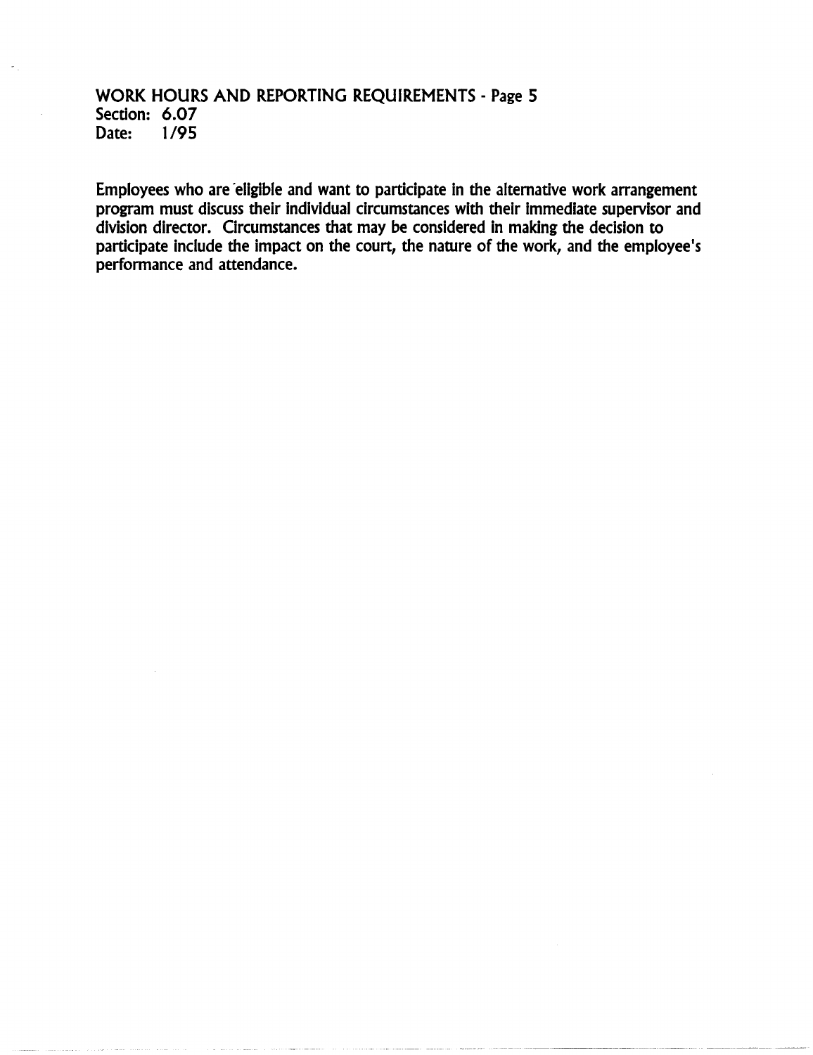Employees who are eligible and want to participate in the alternative work arrangement program must discuss their individual circumstances with their immediate supervisor and division director. Circumstances that may be considered in making the decision to participate include the impact on the court, the nature of the work, and the employee's performance and attendance.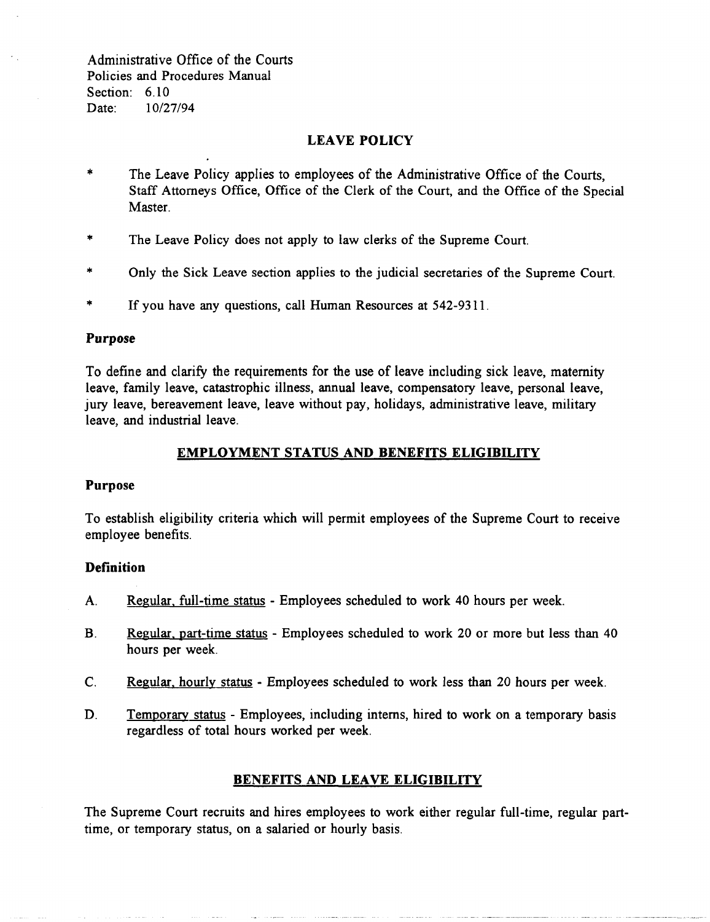Administrative Office of the Courts
Policies and Procedures Manual
Section: 6.10
Date: 10/27/94

## LEAVE POLICY

* The Leave Policy applies to employees of the Administrative Office of the Courts, Staff Attorneys Office, Office of the Clerk of the Court, and the Office of the Special Master.

* The Leave Policy does not apply to law clerks of the Supreme Court.

* Only the Sick Leave section applies to the judicial secretaries of the Supreme Court.

* If you have any questions, call Human Resources at 542-9311.

### Purpose

To define and clarify the requirements for the use of leave including sick leave, maternity leave, family leave, catastrophic illness, annual leave, compensatory leave, personal leave, jury leave, bereavement leave, leave without pay, holidays, administrative leave, military leave, and industrial leave.

## EMPLOYMENT STATUS AND BENEFITS ELIGIBILITY

### Purpose

To establish eligibility criteria which will permit employees of the Supreme Court to receive employee benefits.

### Definition

A. Regular, full-time status - Employees scheduled to work 40 hours per week.

B. Regular, part-time status - Employees scheduled to work 20 or more but less than 40 hours per week.

C. Regular, hourly status - Employees scheduled to work less than 20 hours per week.

D. Temporary status - Employees, including interns, hired to work on a temporary basis regardless of total hours worked per week.

## BENEFITS AND LEAVE ELIGIBILITY

The Supreme Court recruits and hires employees to work either regular full-time, regular part-time, or temporary status, on a salaried or hourly basis.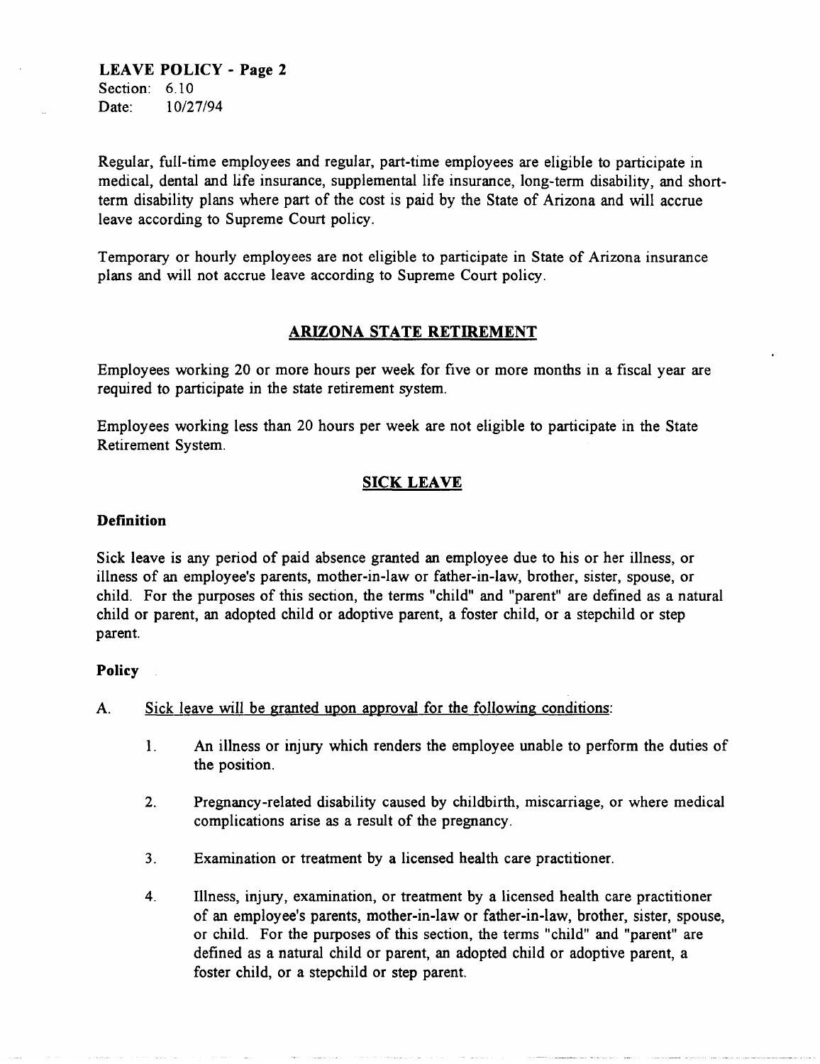Regular, full-time employees and regular, part-time employees are eligible to participate in medical, dental and life insurance, supplemental life insurance, long-term disability, and short-term disability plans where part of the cost is paid by the State of Arizona and will accrue leave according to Supreme Court policy.

Temporary or hourly employees are not eligible to participate in State of Arizona insurance plans and will not accrue leave according to Supreme Court policy.

## ARIZONA STATE RETIREMENT

Employees working 20 or more hours per week for five or more months in a fiscal year are required to participate in the state retirement system.

Employees working less than 20 hours per week are not eligible to participate in the State Retirement System.

## SICK LEAVE

### Definition

Sick leave is any period of paid absence granted an employee due to his or her illness, or illness of an employee's parents, mother-in-law or father-in-law, brother, sister, spouse, or child. For the purposes of this section, the terms "child" and "parent" are defined as a natural child or parent, an adopted child or adoptive parent, a foster child, or a stepchild or step parent.

### Policy

A. Sick leave will be granted upon approval for the following conditions:

1. An illness or injury which renders the employee unable to perform the duties of the position.

2. Pregnancy-related disability caused by childbirth, miscarriage, or where medical complications arise as a result of the pregnancy.

3. Examination or treatment by a licensed health care practitioner.

4. Illness, injury, examination, or treatment by a licensed health care practitioner of an employee's parents, mother-in-law or father-in-law, brother, sister, spouse, or child. For the purposes of this section, the terms "child" and "parent" are defined as a natural child or parent, an adopted child or adoptive parent, a foster child, or a stepchild or step parent.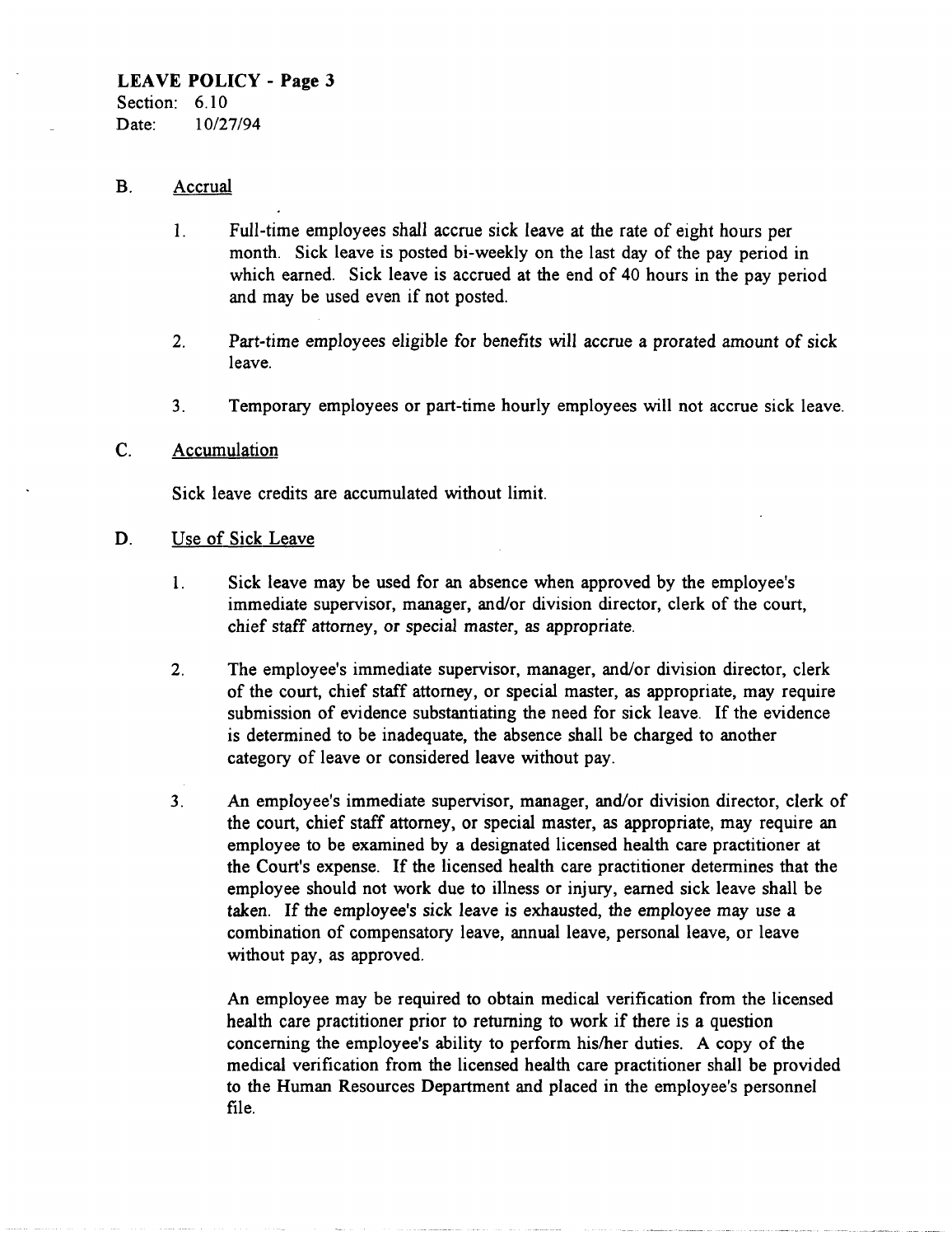**LEAVE POLICY - Page 3**
Section: 6.10
Date: 10/27/94

B. Accrual

1. Full-time employees shall accrue sick leave at the rate of eight hours per month. Sick leave is posted bi-weekly on the last day of the pay period in which earned. Sick leave is accrued at the end of 40 hours in the pay period and may be used even if not posted.

2. Part-time employees eligible for benefits will accrue a prorated amount of sick leave.

3. Temporary employees or part-time hourly employees will not accrue sick leave.

C. Accumulation

Sick leave credits are accumulated without limit.

D. Use of Sick Leave

1. Sick leave may be used for an absence when approved by the employee's immediate supervisor, manager, and/or division director, clerk of the court, chief staff attorney, or special master, as appropriate.

2. The employee's immediate supervisor, manager, and/or division director, clerk of the court, chief staff attorney, or special master, as appropriate, may require submission of evidence substantiating the need for sick leave. If the evidence is determined to be inadequate, the absence shall be charged to another category of leave or considered leave without pay.

3. An employee's immediate supervisor, manager, and/or division director, clerk of the court, chief staff attorney, or special master, as appropriate, may require an employee to be examined by a designated licensed health care practitioner at the Court's expense. If the licensed health care practitioner determines that the employee should not work due to illness or injury, earned sick leave shall be taken. If the employee's sick leave is exhausted, the employee may use a combination of compensatory leave, annual leave, personal leave, or leave without pay, as approved.

   An employee may be required to obtain medical verification from the licensed health care practitioner prior to returning to work if there is a question concerning the employee's ability to perform his/her duties. A copy of the medical verification from the licensed health care practitioner shall be provided to the Human Resources Department and placed in the employee's personnel file.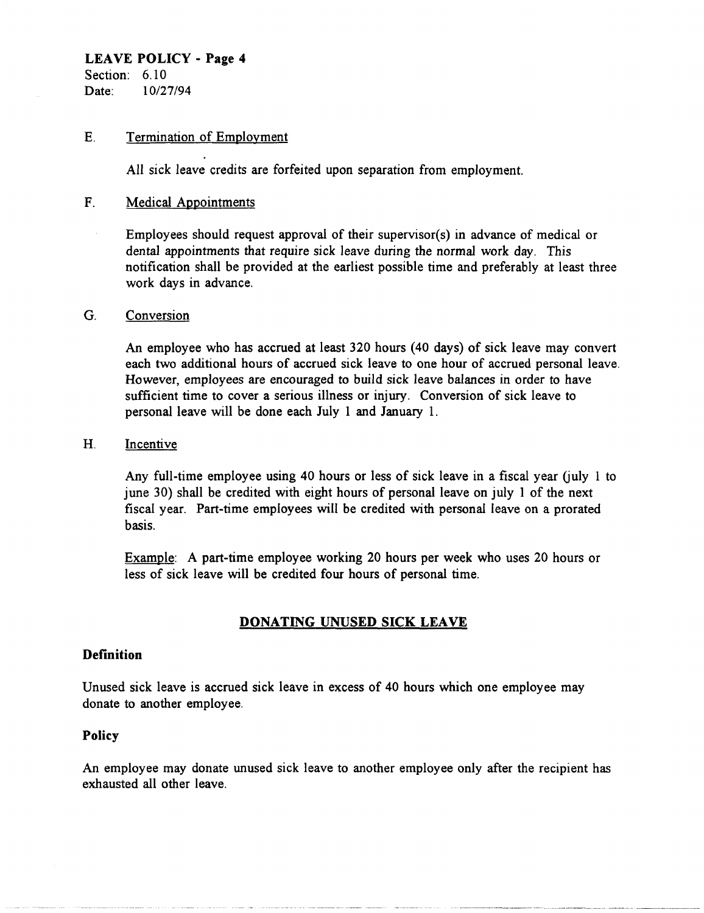**LEAVE POLICY - Page 4**
Section: 6.10
Date: 10/27/94

E. Termination of Employment

All sick leave credits are forfeited upon separation from employment.

F. Medical Appointments

Employees should request approval of their supervisor(s) in advance of medical or dental appointments that require sick leave during the normal work day. This notification shall be provided at the earliest possible time and preferably at least three work days in advance.

G. Conversion

An employee who has accrued at least 320 hours (40 days) of sick leave may convert each two additional hours of accrued sick leave to one hour of accrued personal leave. However, employees are encouraged to build sick leave balances in order to have sufficient time to cover a serious illness or injury. Conversion of sick leave to personal leave will be done each July 1 and January 1.

H. Incentive

Any full-time employee using 40 hours or less of sick leave in a fiscal year (july 1 to june 30) shall be credited with eight hours of personal leave on july 1 of the next fiscal year. Part-time employees will be credited with personal leave on a prorated basis.

Example: A part-time employee working 20 hours per week who uses 20 hours or less of sick leave will be credited four hours of personal time.

## DONATING UNUSED SICK LEAVE

**Definition**

Unused sick leave is accrued sick leave in excess of 40 hours which one employee may donate to another employee.

**Policy**

An employee may donate unused sick leave to another employee only after the recipient has exhausted all other leave.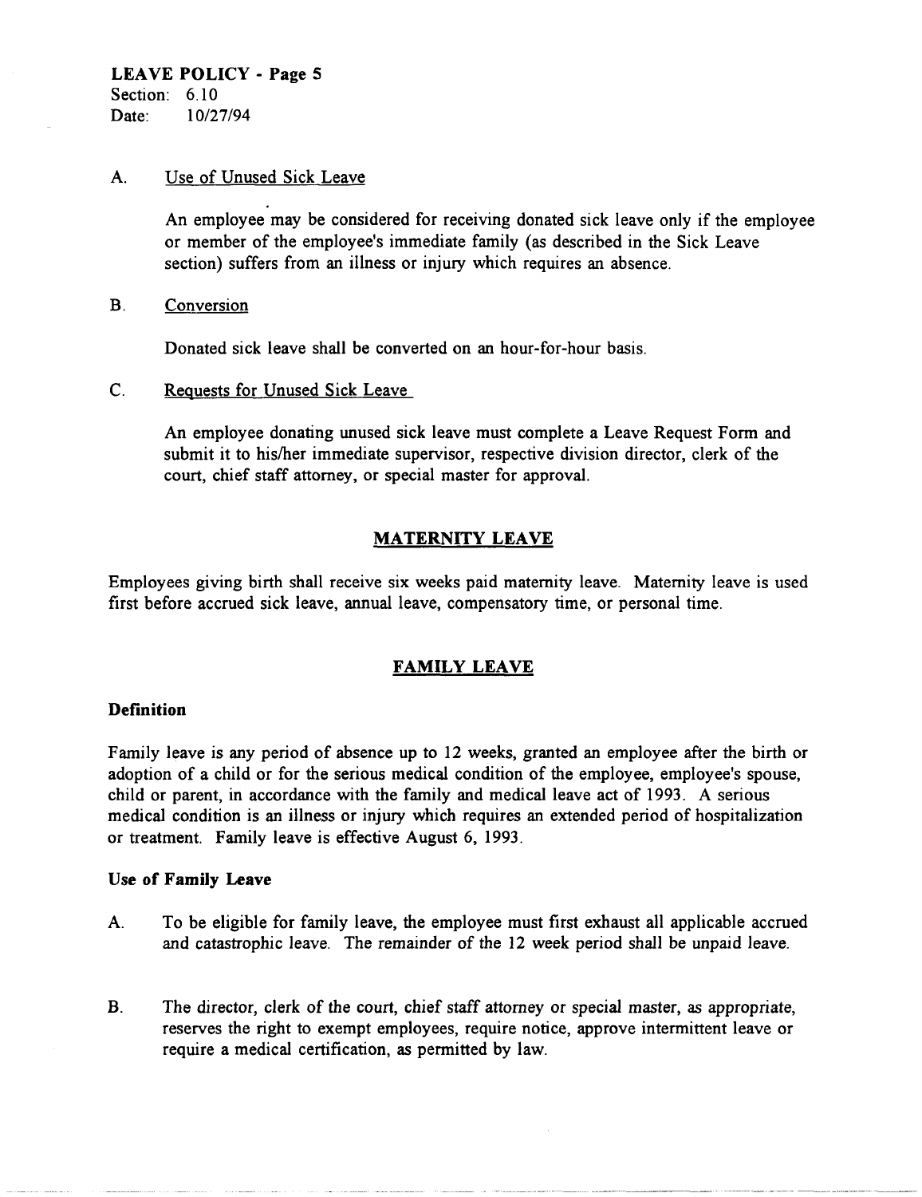A. Use of Unused Sick Leave

An employee may be considered for receiving donated sick leave only if the employee or member of the employee's immediate family (as described in the Sick Leave section) suffers from an illness or injury which requires an absence.

B. Conversion

Donated sick leave shall be converted on an hour-for-hour basis.

C. Requests for Unused Sick Leave

An employee donating unused sick leave must complete a Leave Request Form and submit it to his/her immediate supervisor, respective division director, clerk of the court, chief staff attorney, or special master for approval.

## MATERNITY LEAVE

Employees giving birth shall receive six weeks paid maternity leave. Maternity leave is used first before accrued sick leave, annual leave, compensatory time, or personal time.

## FAMILY LEAVE

### Definition

Family leave is any period of absence up to 12 weeks, granted an employee after the birth or adoption of a child or for the serious medical condition of the employee, employee's spouse, child or parent, in accordance with the family and medical leave act of 1993. A serious medical condition is an illness or injury which requires an extended period of hospitalization or treatment. Family leave is effective August 6, 1993.

### Use of Family Leave

A. To be eligible for family leave, the employee must first exhaust all applicable accrued and catastrophic leave. The remainder of the 12 week period shall be unpaid leave.

B. The director, clerk of the court, chief staff attorney or special master, as appropriate, reserves the right to exempt employees, require notice, approve intermittent leave or require a medical certification, as permitted by law.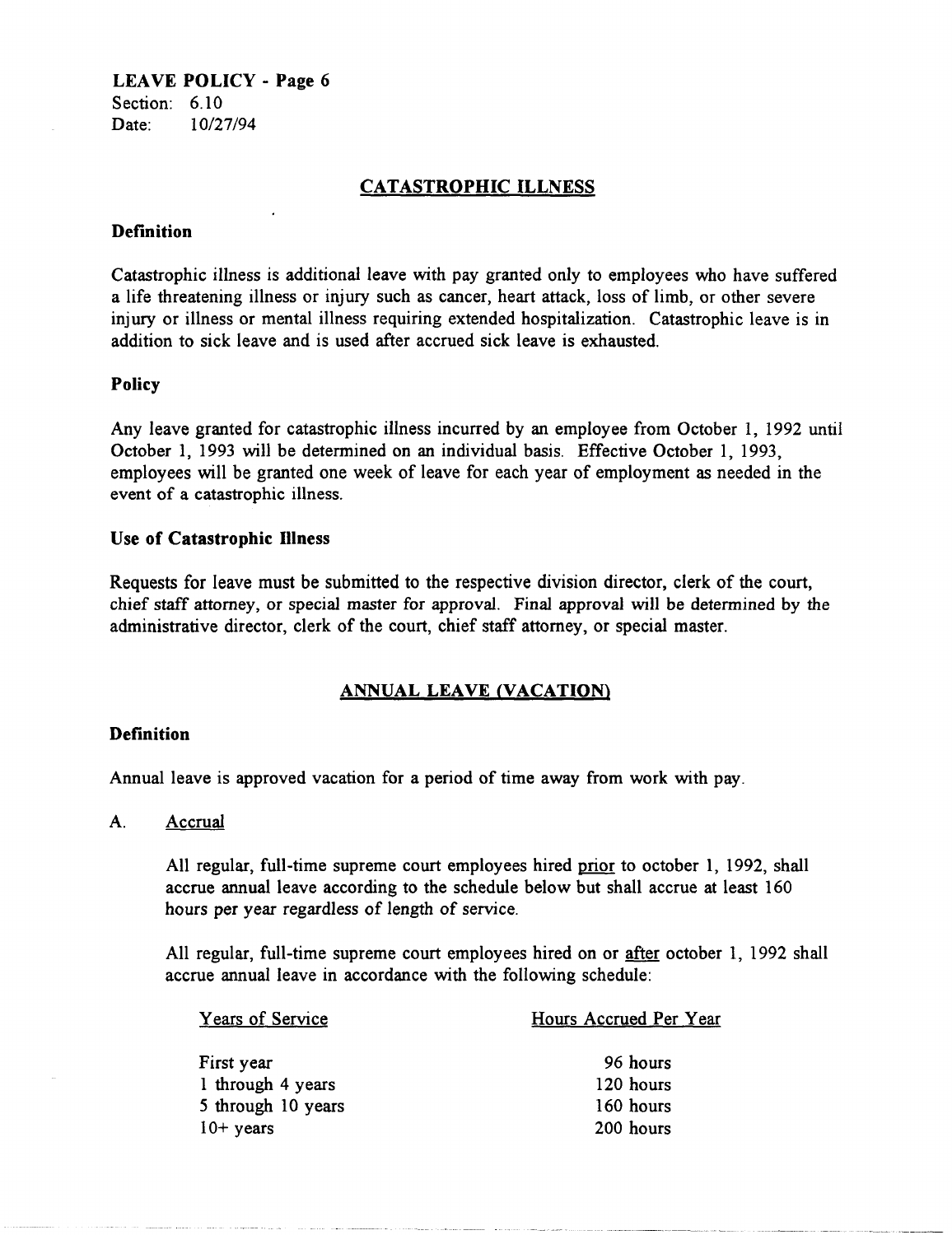**LEAVE POLICY - Page 6**
Section: 6.10
Date: 10/27/94

## CATASTROPHIC ILLNESS

### Definition

Catastrophic illness is additional leave with pay granted only to employees who have suffered a life threatening illness or injury such as cancer, heart attack, loss of limb, or other severe injury or illness or mental illness requiring extended hospitalization. Catastrophic leave is in addition to sick leave and is used after accrued sick leave is exhausted.

### Policy

Any leave granted for catastrophic illness incurred by an employee from October 1, 1992 until October 1, 1993 will be determined on an individual basis. Effective October 1, 1993, employees will be granted one week of leave for each year of employment as needed in the event of a catastrophic illness.

### Use of Catastrophic Illness

Requests for leave must be submitted to the respective division director, clerk of the court, chief staff attorney, or special master for approval. Final approval will be determined by the administrative director, clerk of the court, chief staff attorney, or special master.

## ANNUAL LEAVE (VACATION)

### Definition

Annual leave is approved vacation for a period of time away from work with pay.

A. Accrual

All regular, full-time supreme court employees hired prior to october 1, 1992, shall accrue annual leave according to the schedule below but shall accrue at least 160 hours per year regardless of length of service.

All regular, full-time supreme court employees hired on or after october 1, 1992 shall accrue annual leave in accordance with the following schedule:

| Years of Service | Hours Accrued Per Year |
|---|---|
| First year | 96 hours |
| 1 through 4 years | 120 hours |
| 5 through 10 years | 160 hours |
| 10+ years | 200 hours |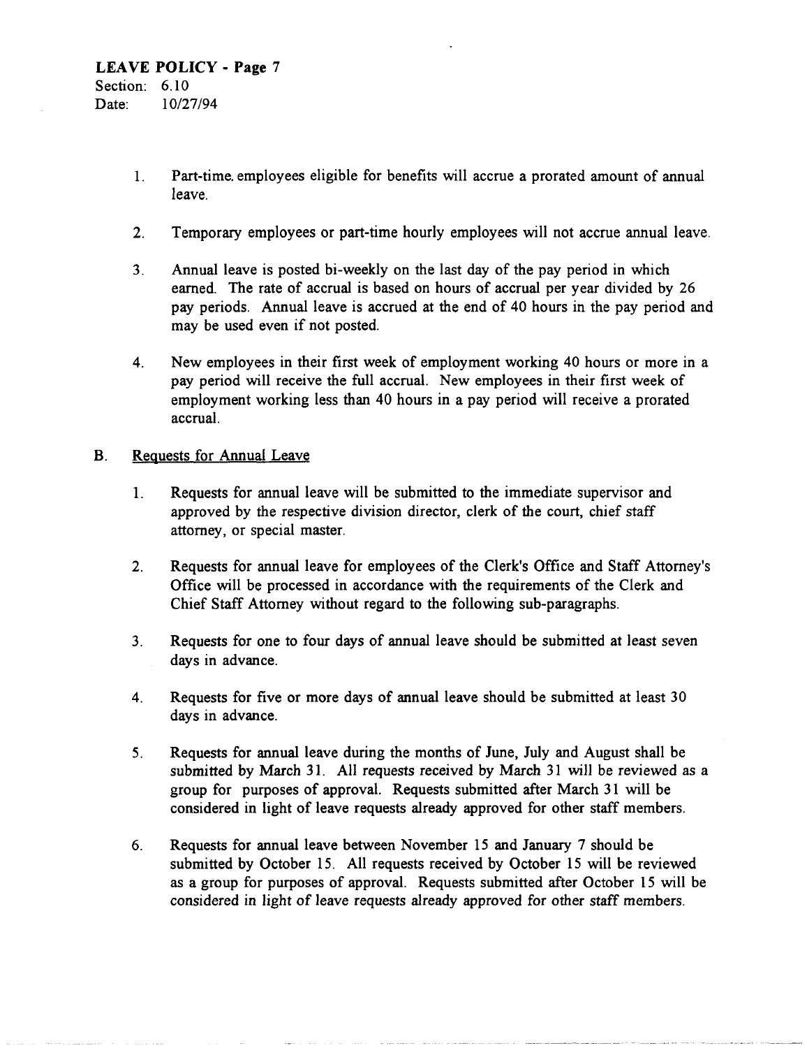1. Part-time employees eligible for benefits will accrue a prorated amount of annual leave.

2. Temporary employees or part-time hourly employees will not accrue annual leave.

3. Annual leave is posted bi-weekly on the last day of the pay period in which earned. The rate of accrual is based on hours of accrual per year divided by 26 pay periods. Annual leave is accrued at the end of 40 hours in the pay period and may be used even if not posted.

4. New employees in their first week of employment working 40 hours or more in a pay period will receive the full accrual. New employees in their first week of employment working less than 40 hours in a pay period will receive a prorated accrual.

B. <u>Requests for Annual Leave</u>

1. Requests for annual leave will be submitted to the immediate supervisor and approved by the respective division director, clerk of the court, chief staff attorney, or special master.

2. Requests for annual leave for employees of the Clerk's Office and Staff Attorney's Office will be processed in accordance with the requirements of the Clerk and Chief Staff Attorney without regard to the following sub-paragraphs.

3. Requests for one to four days of annual leave should be submitted at least seven days in advance.

4. Requests for five or more days of annual leave should be submitted at least 30 days in advance.

5. Requests for annual leave during the months of June, July and August shall be submitted by March 31. All requests received by March 31 will be reviewed as a group for purposes of approval. Requests submitted after March 31 will be considered in light of leave requests already approved for other staff members.

6. Requests for annual leave between November 15 and January 7 should be submitted by October 15. All requests received by October 15 will be reviewed as a group for purposes of approval. Requests submitted after October 15 will be considered in light of leave requests already approved for other staff members.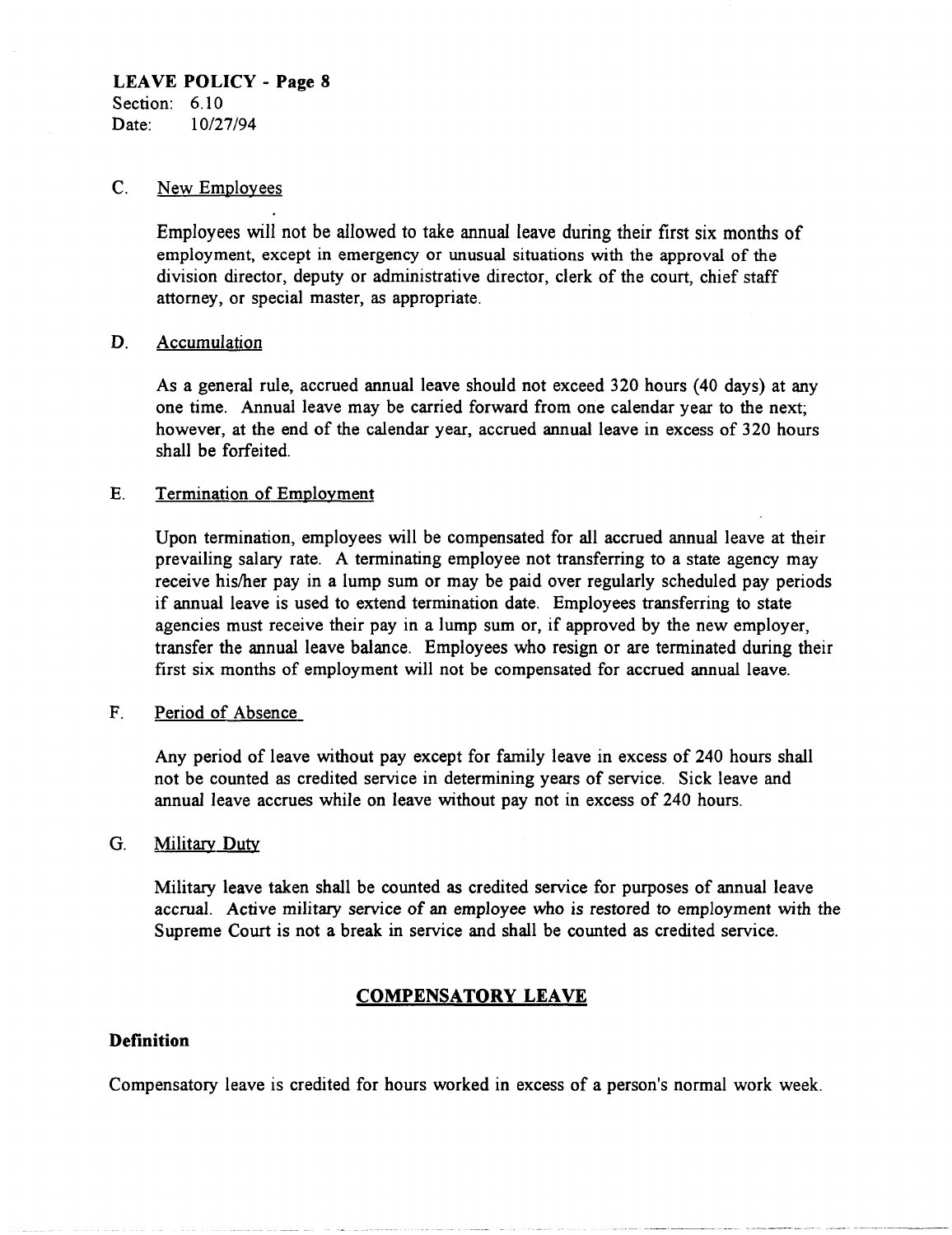**LEAVE POLICY - Page 8**
Section: 6.10
Date: 10/27/94

C. New Employees

Employees will not be allowed to take annual leave during their first six months of employment, except in emergency or unusual situations with the approval of the division director, deputy or administrative director, clerk of the court, chief staff attorney, or special master, as appropriate.

D. Accumulation

As a general rule, accrued annual leave should not exceed 320 hours (40 days) at any one time. Annual leave may be carried forward from one calendar year to the next; however, at the end of the calendar year, accrued annual leave in excess of 320 hours shall be forfeited.

E. Termination of Employment

Upon termination, employees will be compensated for all accrued annual leave at their prevailing salary rate. A terminating employee not transferring to a state agency may receive his/her pay in a lump sum or may be paid over regularly scheduled pay periods if annual leave is used to extend termination date. Employees transferring to state agencies must receive their pay in a lump sum or, if approved by the new employer, transfer the annual leave balance. Employees who resign or are terminated during their first six months of employment will not be compensated for accrued annual leave.

F. Period of Absence

Any period of leave without pay except for family leave in excess of 240 hours shall not be counted as credited service in determining years of service. Sick leave and annual leave accrues while on leave without pay not in excess of 240 hours.

G. Military Duty

Military leave taken shall be counted as credited service for purposes of annual leave accrual. Active military service of an employee who is restored to employment with the Supreme Court is not a break in service and shall be counted as credited service.

## COMPENSATORY LEAVE

### Definition

Compensatory leave is credited for hours worked in excess of a person's normal work week.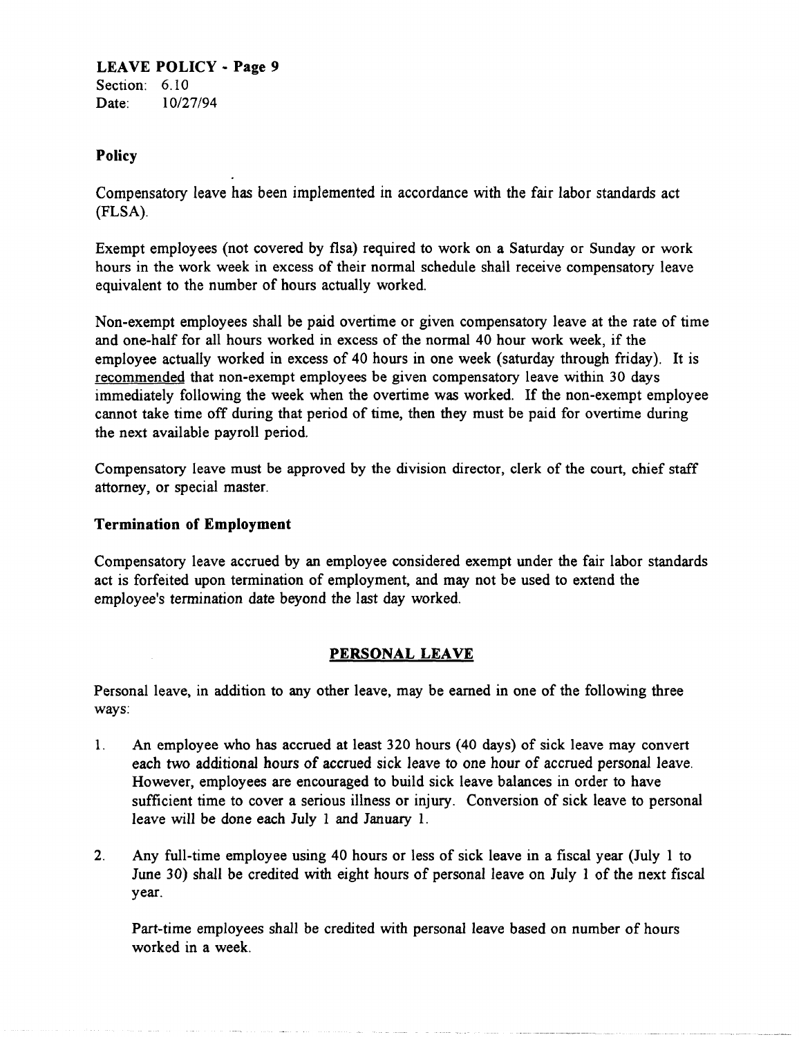**LEAVE POLICY - Page 9**
Section: 6.10
Date: 10/27/94

### Policy

Compensatory leave has been implemented in accordance with the fair labor standards act (FLSA).

Exempt employees (not covered by flsa) required to work on a Saturday or Sunday or work hours in the work week in excess of their normal schedule shall receive compensatory leave equivalent to the number of hours actually worked.

Non-exempt employees shall be paid overtime or given compensatory leave at the rate of time and one-half for all hours worked in excess of the normal 40 hour work week, if the employee actually worked in excess of 40 hours in one week (saturday through friday). It is <u>recommended</u> that non-exempt employees be given compensatory leave within 30 days immediately following the week when the overtime was worked. If the non-exempt employee cannot take time off during that period of time, then they must be paid for overtime during the next available payroll period.

Compensatory leave must be approved by the division director, clerk of the court, chief staff attorney, or special master.

### Termination of Employment

Compensatory leave accrued by an employee considered exempt under the fair labor standards act is forfeited upon termination of employment, and may not be used to extend the employee's termination date beyond the last day worked.

## PERSONAL LEAVE

Personal leave, in addition to any other leave, may be earned in one of the following three ways:

1. An employee who has accrued at least 320 hours (40 days) of sick leave may convert each two additional hours of accrued sick leave to one hour of accrued personal leave. However, employees are encouraged to build sick leave balances in order to have sufficient time to cover a serious illness or injury. Conversion of sick leave to personal leave will be done each July 1 and January 1.

2. Any full-time employee using 40 hours or less of sick leave in a fiscal year (July 1 to June 30) shall be credited with eight hours of personal leave on July 1 of the next fiscal year.

   Part-time employees shall be credited with personal leave based on number of hours worked in a week.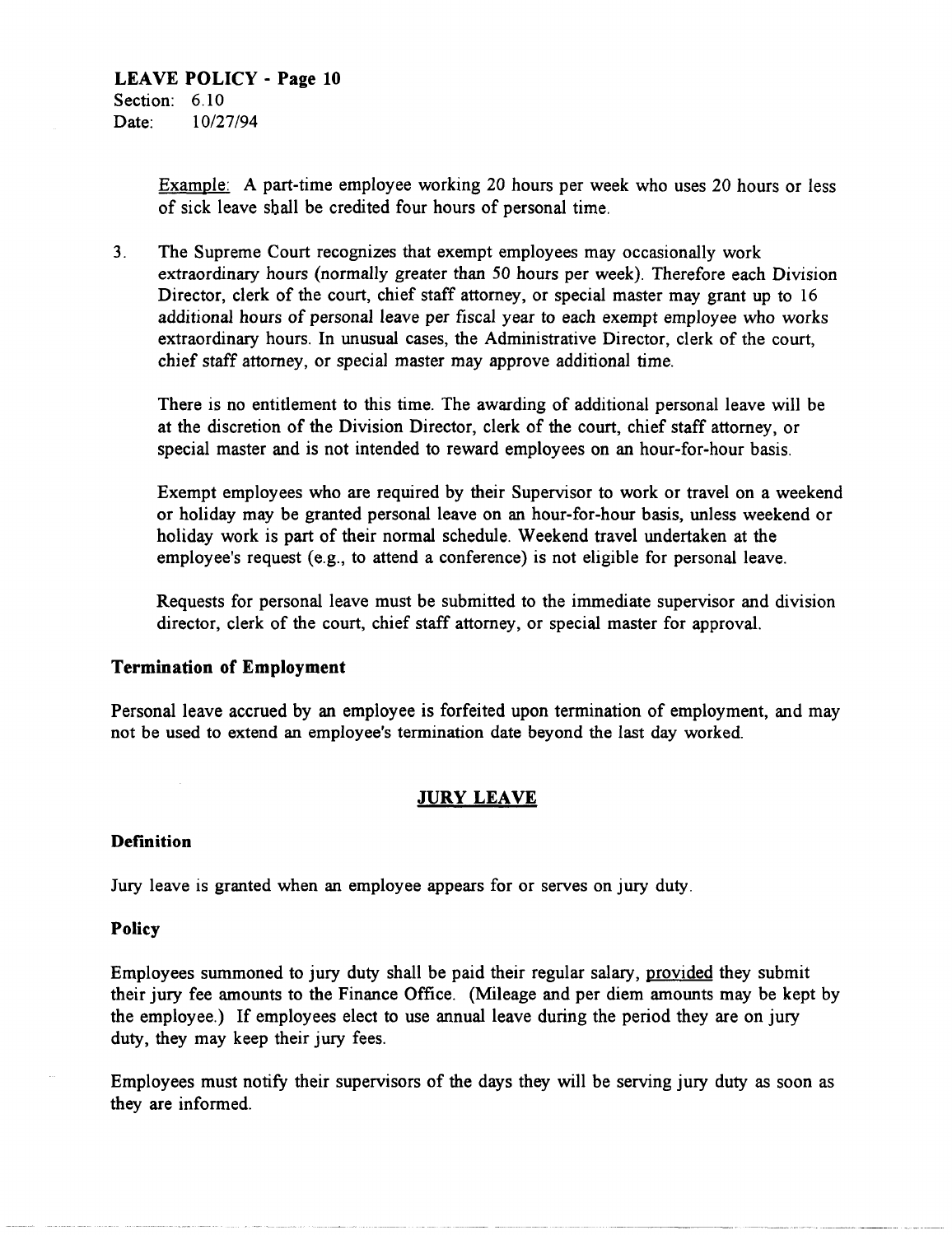Example: A part-time employee working 20 hours per week who uses 20 hours or less of sick leave shall be credited four hours of personal time.

3. The Supreme Court recognizes that exempt employees may occasionally work extraordinary hours (normally greater than 50 hours per week). Therefore each Division Director, clerk of the court, chief staff attorney, or special master may grant up to 16 additional hours of personal leave per fiscal year to each exempt employee who works extraordinary hours. In unusual cases, the Administrative Director, clerk of the court, chief staff attorney, or special master may approve additional time.

   There is no entitlement to this time. The awarding of additional personal leave will be at the discretion of the Division Director, clerk of the court, chief staff attorney, or special master and is not intended to reward employees on an hour-for-hour basis.

   Exempt employees who are required by their Supervisor to work or travel on a weekend or holiday may be granted personal leave on an hour-for-hour basis, unless weekend or holiday work is part of their normal schedule. Weekend travel undertaken at the employee's request (e.g., to attend a conference) is not eligible for personal leave.

   Requests for personal leave must be submitted to the immediate supervisor and division director, clerk of the court, chief staff attorney, or special master for approval.

### Termination of Employment

Personal leave accrued by an employee is forfeited upon termination of employment, and may not be used to extend an employee's termination date beyond the last day worked.

## JURY LEAVE

### Definition

Jury leave is granted when an employee appears for or serves on jury duty.

### Policy

Employees summoned to jury duty shall be paid their regular salary, provided they submit their jury fee amounts to the Finance Office. (Mileage and per diem amounts may be kept by the employee.) If employees elect to use annual leave during the period they are on jury duty, they may keep their jury fees.

Employees must notify their supervisors of the days they will be serving jury duty as soon as they are informed.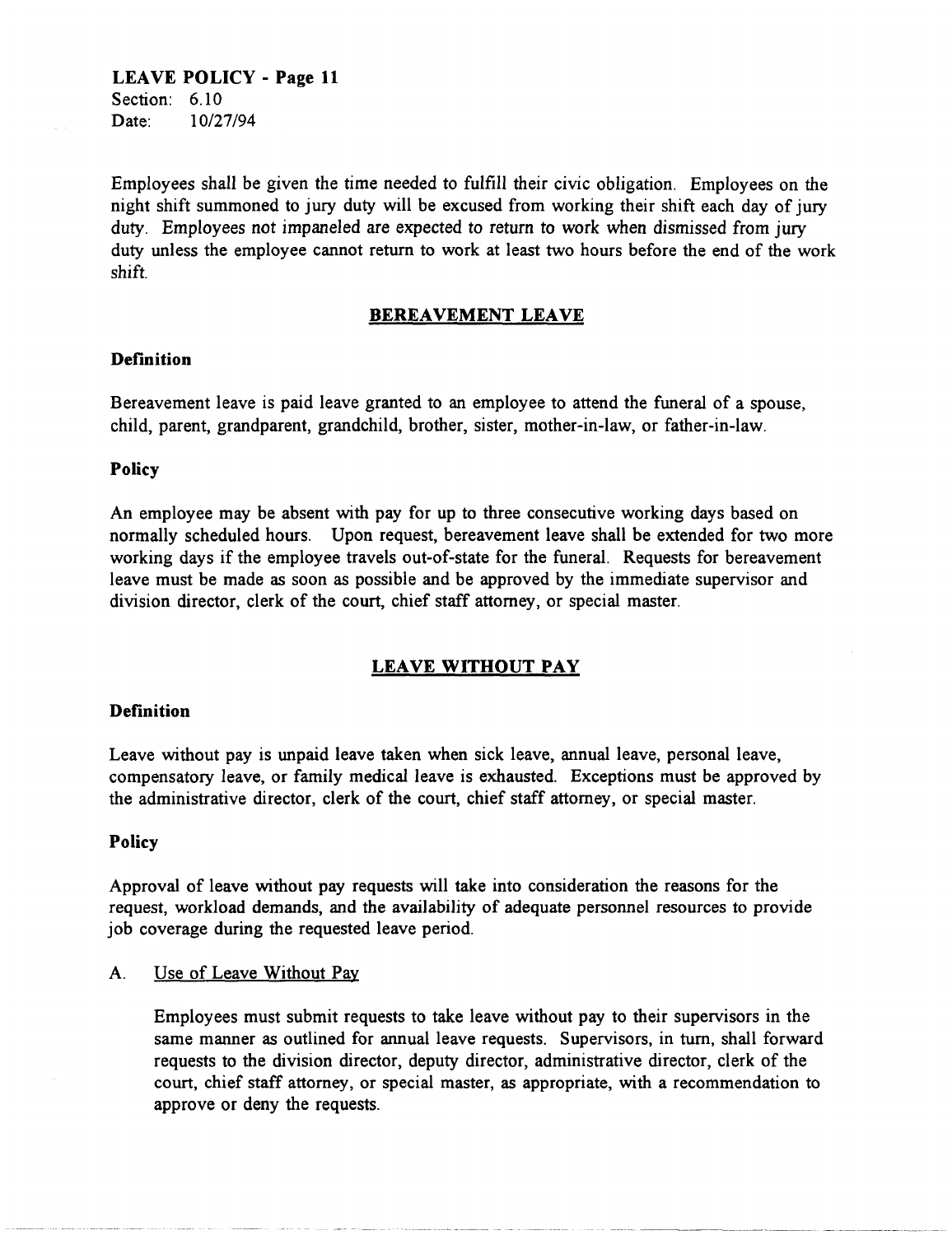Employees shall be given the time needed to fulfill their civic obligation. Employees on the night shift summoned to jury duty will be excused from working their shift each day of jury duty. Employees not impaneled are expected to return to work when dismissed from jury duty unless the employee cannot return to work at least two hours before the end of the work shift.

## BEREAVEMENT LEAVE

### Definition

Bereavement leave is paid leave granted to an employee to attend the funeral of a spouse, child, parent, grandparent, grandchild, brother, sister, mother-in-law, or father-in-law.

### Policy

An employee may be absent with pay for up to three consecutive working days based on normally scheduled hours. Upon request, bereavement leave shall be extended for two more working days if the employee travels out-of-state for the funeral. Requests for bereavement leave must be made as soon as possible and be approved by the immediate supervisor and division director, clerk of the court, chief staff attorney, or special master.

## LEAVE WITHOUT PAY

### Definition

Leave without pay is unpaid leave taken when sick leave, annual leave, personal leave, compensatory leave, or family medical leave is exhausted. Exceptions must be approved by the administrative director, clerk of the court, chief staff attorney, or special master.

### Policy

Approval of leave without pay requests will take into consideration the reasons for the request, workload demands, and the availability of adequate personnel resources to provide job coverage during the requested leave period.

A. Use of Leave Without Pay

Employees must submit requests to take leave without pay to their supervisors in the same manner as outlined for annual leave requests. Supervisors, in turn, shall forward requests to the division director, deputy director, administrative director, clerk of the court, chief staff attorney, or special master, as appropriate, with a recommendation to approve or deny the requests.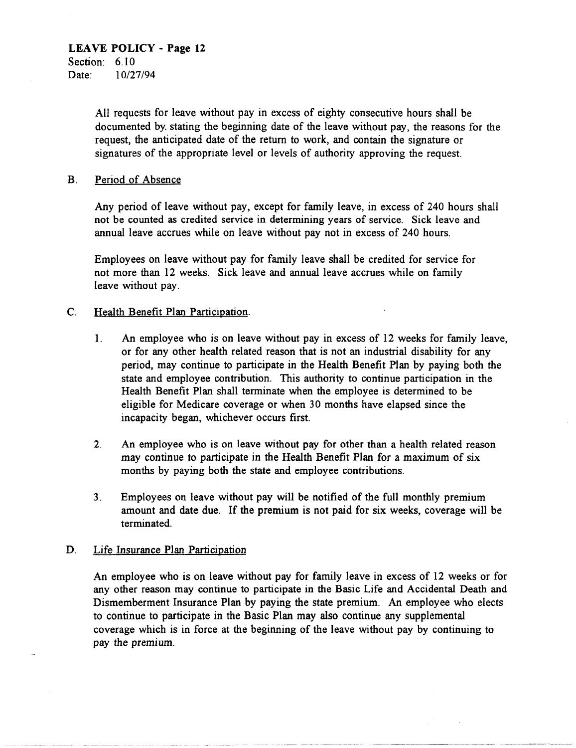All requests for leave without pay in excess of eighty consecutive hours shall be documented by. stating the beginning date of the leave without pay, the reasons for the request, the anticipated date of the return to work, and contain the signature or signatures of the appropriate level or levels of authority approving the request.

B. Period of Absence

Any period of leave without pay, except for family leave, in excess of 240 hours shall not be counted as credited service in determining years of service. Sick leave and annual leave accrues while on leave without pay not in excess of 240 hours.

Employees on leave without pay for family leave shall be credited for service for not more than 12 weeks. Sick leave and annual leave accrues while on family leave without pay.

C. Health Benefit Plan Participation.

1. An employee who is on leave without pay in excess of 12 weeks for family leave, or for any other health related reason that is not an industrial disability for any period, may continue to participate in the Health Benefit Plan by paying both the state and employee contribution. This authority to continue participation in the Health Benefit Plan shall terminate when the employee is determined to be eligible for Medicare coverage or when 30 months have elapsed since the incapacity began, whichever occurs first.

2. An employee who is on leave without pay for other than a health related reason may continue to participate in the Health Benefit Plan for a maximum of six months by paying both the state and employee contributions.

3. Employees on leave without pay will be notified of the full monthly premium amount and date due. If the premium is not paid for six weeks, coverage will be terminated.

D. Life Insurance Plan Participation

An employee who is on leave without pay for family leave in excess of 12 weeks or for any other reason may continue to participate in the Basic Life and Accidental Death and Dismemberment Insurance Plan by paying the state premium. An employee who elects to continue to participate in the Basic Plan may also continue any supplemental coverage which is in force at the beginning of the leave without pay by continuing to pay the premium.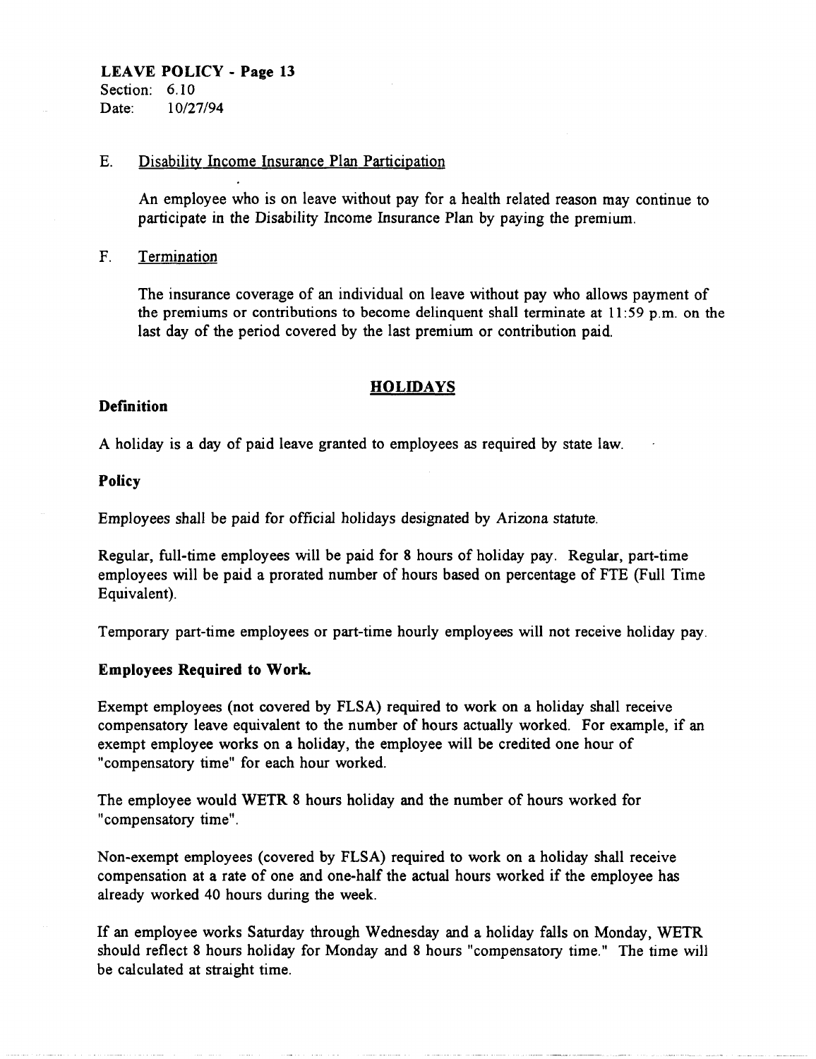**LEAVE POLICY - Page 13**
Section: 6.10
Date: 10/27/94

E. Disability Income Insurance Plan Participation

An employee who is on leave without pay for a health related reason may continue to participate in the Disability Income Insurance Plan by paying the premium.

F. Termination

The insurance coverage of an individual on leave without pay who allows payment of the premiums or contributions to become delinquent shall terminate at 11:59 p.m. on the last day of the period covered by the last premium or contribution paid.

## HOLIDAYS

### Definition

A holiday is a day of paid leave granted to employees as required by state law.

### Policy

Employees shall be paid for official holidays designated by Arizona statute.

Regular, full-time employees will be paid for 8 hours of holiday pay. Regular, part-time employees will be paid a prorated number of hours based on percentage of FTE (Full Time Equivalent).

Temporary part-time employees or part-time hourly employees will not receive holiday pay.

### Employees Required to Work.

Exempt employees (not covered by FLSA) required to work on a holiday shall receive compensatory leave equivalent to the number of hours actually worked. For example, if an exempt employee works on a holiday, the employee will be credited one hour of "compensatory time" for each hour worked.

The employee would WETR 8 hours holiday and the number of hours worked for "compensatory time".

Non-exempt employees (covered by FLSA) required to work on a holiday shall receive compensation at a rate of one and one-half the actual hours worked if the employee has already worked 40 hours during the week.

If an employee works Saturday through Wednesday and a holiday falls on Monday, WETR should reflect 8 hours holiday for Monday and 8 hours "compensatory time." The time will be calculated at straight time.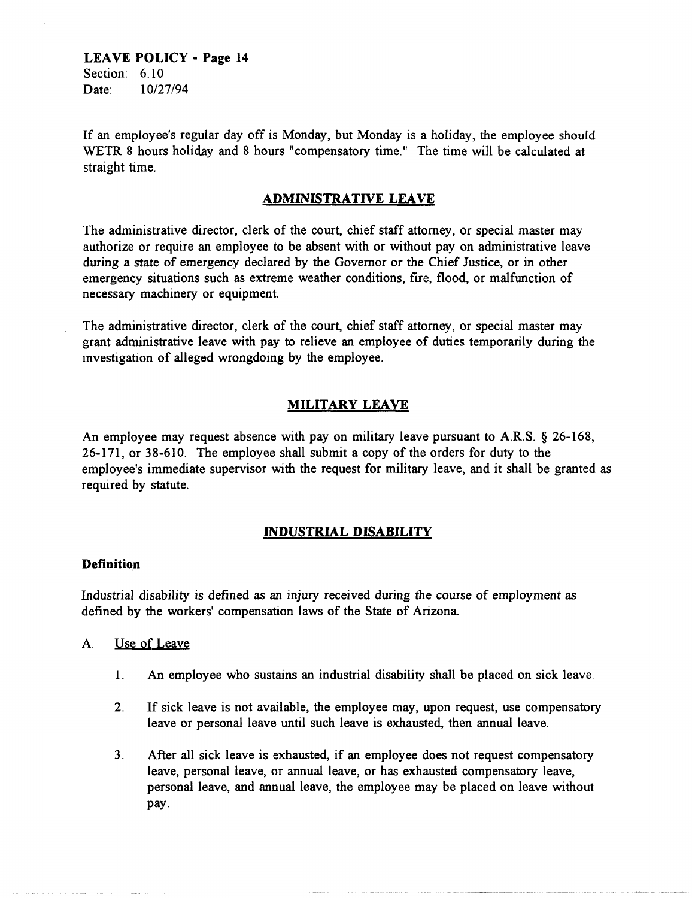If an employee's regular day off is Monday, but Monday is a holiday, the employee should WETR 8 hours holiday and 8 hours "compensatory time." The time will be calculated at straight time.

## ADMINISTRATIVE LEAVE

The administrative director, clerk of the court, chief staff attorney, or special master may authorize or require an employee to be absent with or without pay on administrative leave during a state of emergency declared by the Governor or the Chief Justice, or in other emergency situations such as extreme weather conditions, fire, flood, or malfunction of necessary machinery or equipment.

The administrative director, clerk of the court, chief staff attorney, or special master may grant administrative leave with pay to relieve an employee of duties temporarily during the investigation of alleged wrongdoing by the employee.

## MILITARY LEAVE

An employee may request absence with pay on military leave pursuant to A.R.S. § 26-168, 26-171, or 38-610. The employee shall submit a copy of the orders for duty to the employee's immediate supervisor with the request for military leave, and it shall be granted as required by statute.

## INDUSTRIAL DISABILITY

### Definition

Industrial disability is defined as an injury received during the course of employment as defined by the workers' compensation laws of the State of Arizona.

A. Use of Leave

1. An employee who sustains an industrial disability shall be placed on sick leave.

2. If sick leave is not available, the employee may, upon request, use compensatory leave or personal leave until such leave is exhausted, then annual leave.

3. After all sick leave is exhausted, if an employee does not request compensatory leave, personal leave, or annual leave, or has exhausted compensatory leave, personal leave, and annual leave, the employee may be placed on leave without pay.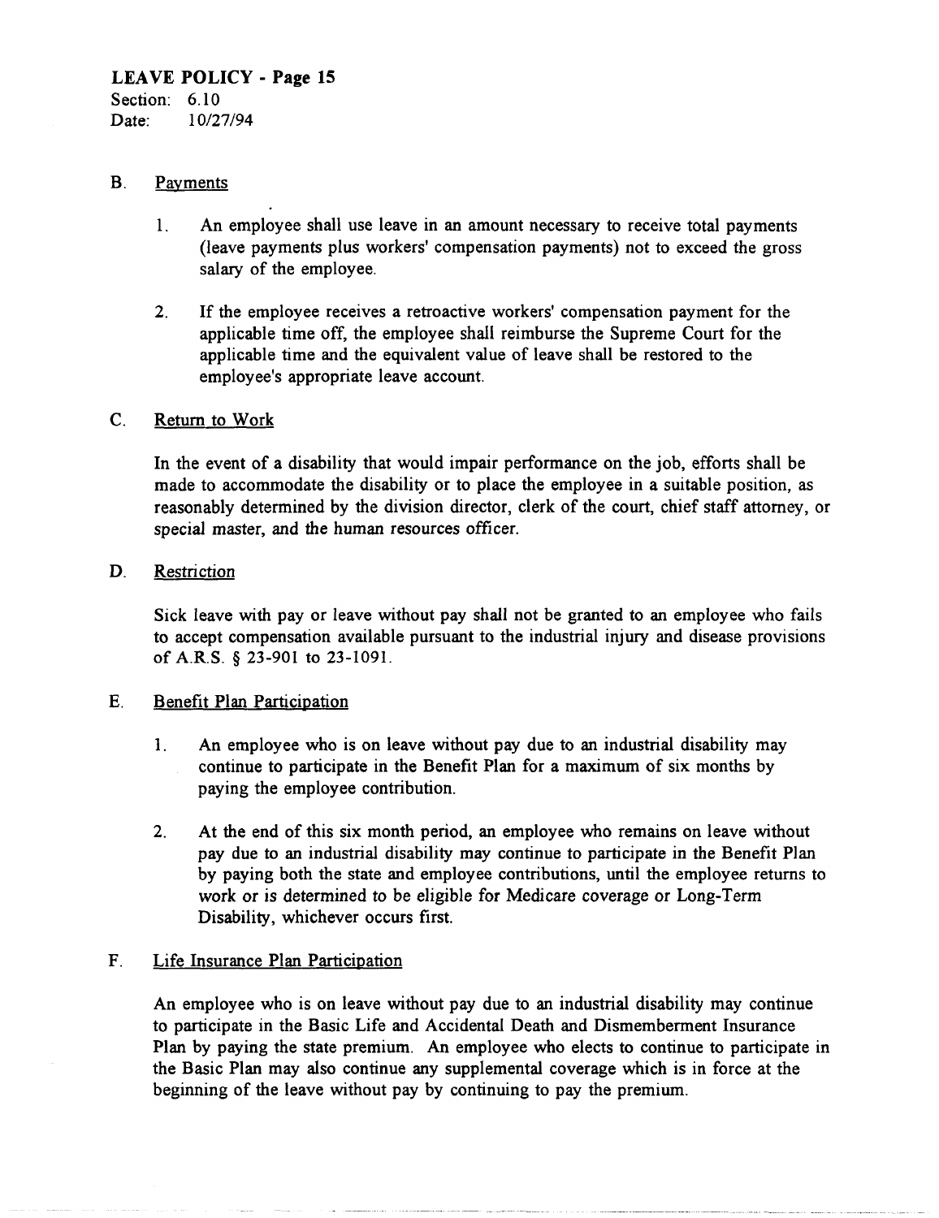**B. Payments**

1. An employee shall use leave in an amount necessary to receive total payments (leave payments plus workers' compensation payments) not to exceed the gross salary of the employee.

2. If the employee receives a retroactive workers' compensation payment for the applicable time off, the employee shall reimburse the Supreme Court for the applicable time and the equivalent value of leave shall be restored to the employee's appropriate leave account.

**C. Return to Work**

In the event of a disability that would impair performance on the job, efforts shall be made to accommodate the disability or to place the employee in a suitable position, as reasonably determined by the division director, clerk of the court, chief staff attorney, or special master, and the human resources officer.

**D. Restriction**

Sick leave with pay or leave without pay shall not be granted to an employee who fails to accept compensation available pursuant to the industrial injury and disease provisions of A.R.S. § 23-901 to 23-1091.

**E. Benefit Plan Participation**

1. An employee who is on leave without pay due to an industrial disability may continue to participate in the Benefit Plan for a maximum of six months by paying the employee contribution.

2. At the end of this six month period, an employee who remains on leave without pay due to an industrial disability may continue to participate in the Benefit Plan by paying both the state and employee contributions, until the employee returns to work or is determined to be eligible for Medicare coverage or Long-Term Disability, whichever occurs first.

**F. Life Insurance Plan Participation**

An employee who is on leave without pay due to an industrial disability may continue to participate in the Basic Life and Accidental Death and Dismemberment Insurance Plan by paying the state premium. An employee who elects to continue to participate in the Basic Plan may also continue any supplemental coverage which is in force at the beginning of the leave without pay by continuing to pay the premium.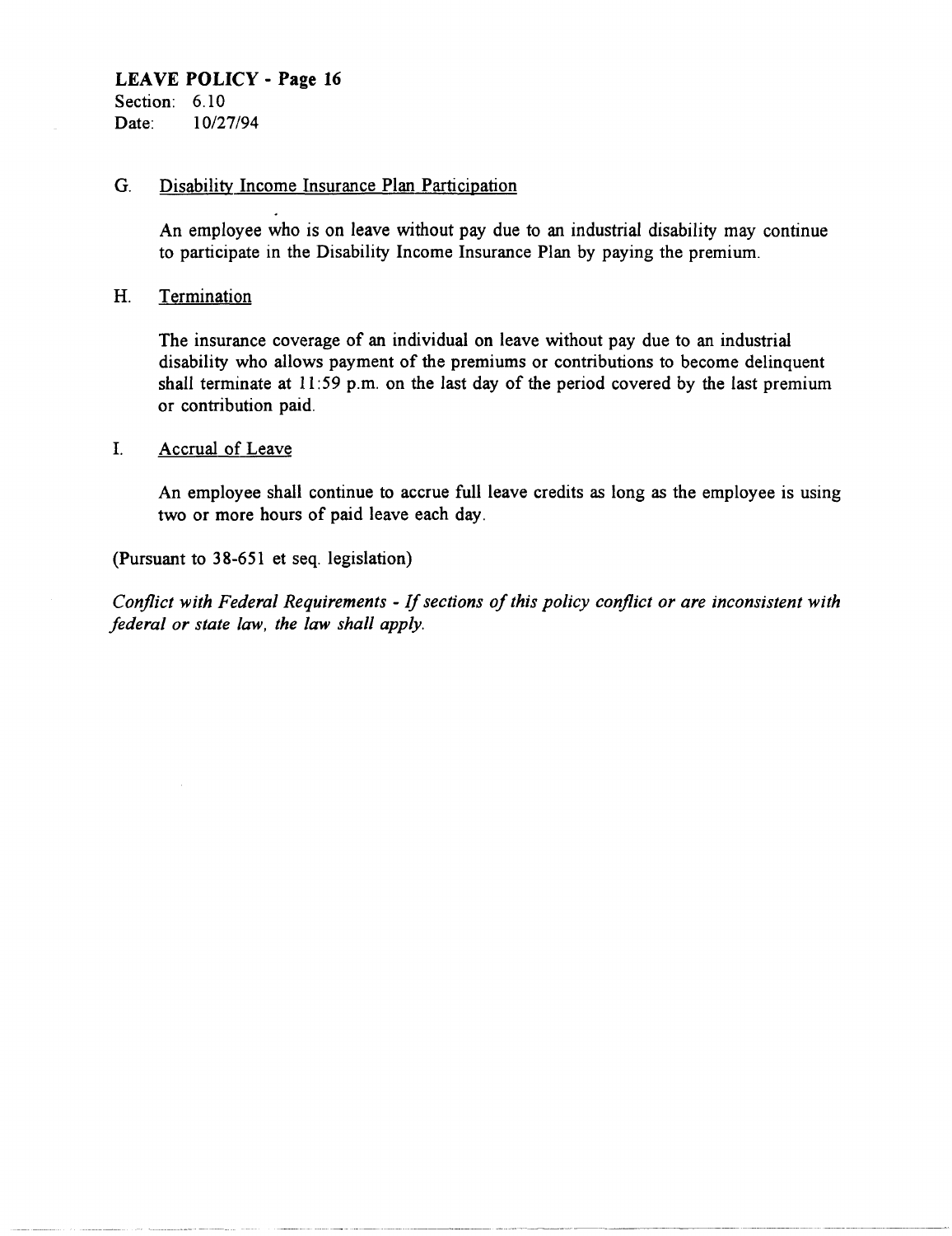G. Disability Income Insurance Plan Participation

An employee who is on leave without pay due to an industrial disability may continue to participate in the Disability Income Insurance Plan by paying the premium.

H. Termination

The insurance coverage of an individual on leave without pay due to an industrial disability who allows payment of the premiums or contributions to become delinquent shall terminate at 11:59 p.m. on the last day of the period covered by the last premium or contribution paid.

I. Accrual of Leave

An employee shall continue to accrue full leave credits as long as the employee is using two or more hours of paid leave each day.

(Pursuant to 38-651 et seq. legislation)

*Conflict with Federal Requirements - If sections of this policy conflict or are inconsistent with federal or state law, the law shall apply.*